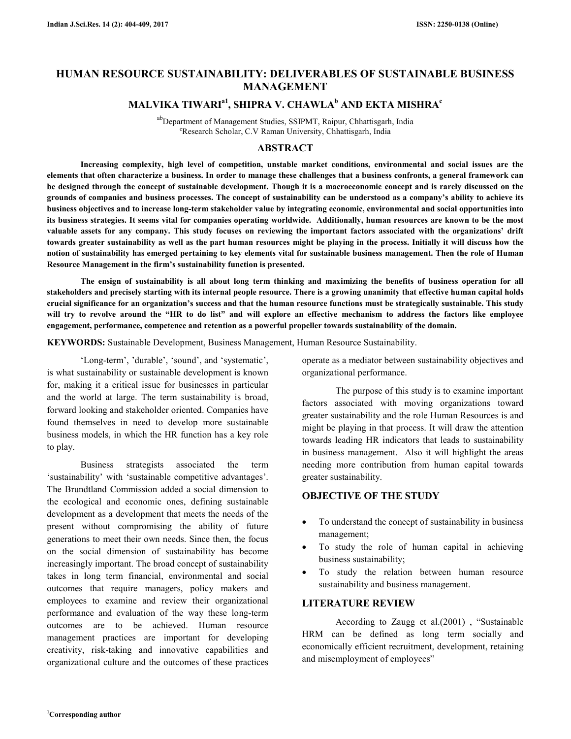# HUMAN RESOURCE SUSTAINABILITY: DELIVERABLES OF SUSTAINABLE BUSINESS MANAGEMENT

## MALVIKA TIWARI[a1], SHIPRA V. CHAWLA[b] AND EKTA MISHRA[c]

[ab]Department of Management Studies, SSIPMT, Raipur, Chhattisgarh, India
[c]Research Scholar, C.V Raman University, Chhattisgarh, India

## ABSTRACT

**Increasing complexity, high level of competition, unstable market conditions, environmental and social issues are the elements that often characterize a business. In order to manage these challenges that a business confronts, a general framework can be designed through the concept of sustainable development. Though it is a macroeconomic concept and is rarely discussed on the grounds of companies and business processes. The concept of sustainability can be understood as a company's ability to achieve its business objectives and to increase long-term stakeholder value by integrating economic, environmental and social opportunities into its business strategies. It seems vital for companies operating worldwide. Additionally, human resources are known to be the most valuable assets for any company. This study focuses on reviewing the important factors associated with the organizations' drift towards greater sustainability as well as the part human resources might be playing in the process. Initially it will discuss how the notion of sustainability has emerged pertaining to key elements vital for sustainable business management. Then the role of Human Resource Management in the firm's sustainability function is presented.**

**The ensign of sustainability is all about long term thinking and maximizing the benefits of business operation for all stakeholders and precisely starting with its internal people resource. There is a growing unanimity that effective human capital holds crucial significance for an organization's success and that the human resource functions must be strategically sustainable. This study will try to revolve around the "HR to do list" and will explore an effective mechanism to address the factors like employee engagement, performance, competence and retention as a powerful propeller towards sustainability of the domain.**

**KEYWORDS:** Sustainable Development, Business Management, Human Resource Sustainability.

'Long-term', 'durable', 'sound', and 'systematic', is what sustainability or sustainable development is known for, making it a critical issue for businesses in particular and the world at large. The term sustainability is broad, forward looking and stakeholder oriented. Companies have found themselves in need to develop more sustainable business models, in which the HR function has a key role to play.

Business strategists associated the term 'sustainability' with 'sustainable competitive advantages'. The Brundtland Commission added a social dimension to the ecological and economic ones, defining sustainable development as a development that meets the needs of the present without compromising the ability of future generations to meet their own needs. Since then, the focus on the social dimension of sustainability has become increasingly important. The broad concept of sustainability takes in long term financial, environmental and social outcomes that require managers, policy makers and employees to examine and review their organizational performance and evaluation of the way these long-term outcomes are to be achieved. Human resource management practices are important for developing creativity, risk-taking and innovative capabilities and organizational culture and the outcomes of these practices operate as a mediator between sustainability objectives and organizational performance.

The purpose of this study is to examine important factors associated with moving organizations toward greater sustainability and the role Human Resources is and might be playing in that process. It will draw the attention towards leading HR indicators that leads to sustainability in business management. Also it will highlight the areas needing more contribution from human capital towards greater sustainability.

## OBJECTIVE OF THE STUDY

- To understand the concept of sustainability in business management;
- To study the role of human capital in achieving business sustainability;
- To study the relation between human resource sustainability and business management.

## LITERATURE REVIEW

According to Zaugg et al.(2001) , "Sustainable HRM can be defined as long term socially and economically efficient recruitment, development, retaining and misemployment of employees"

[1]Corresponding author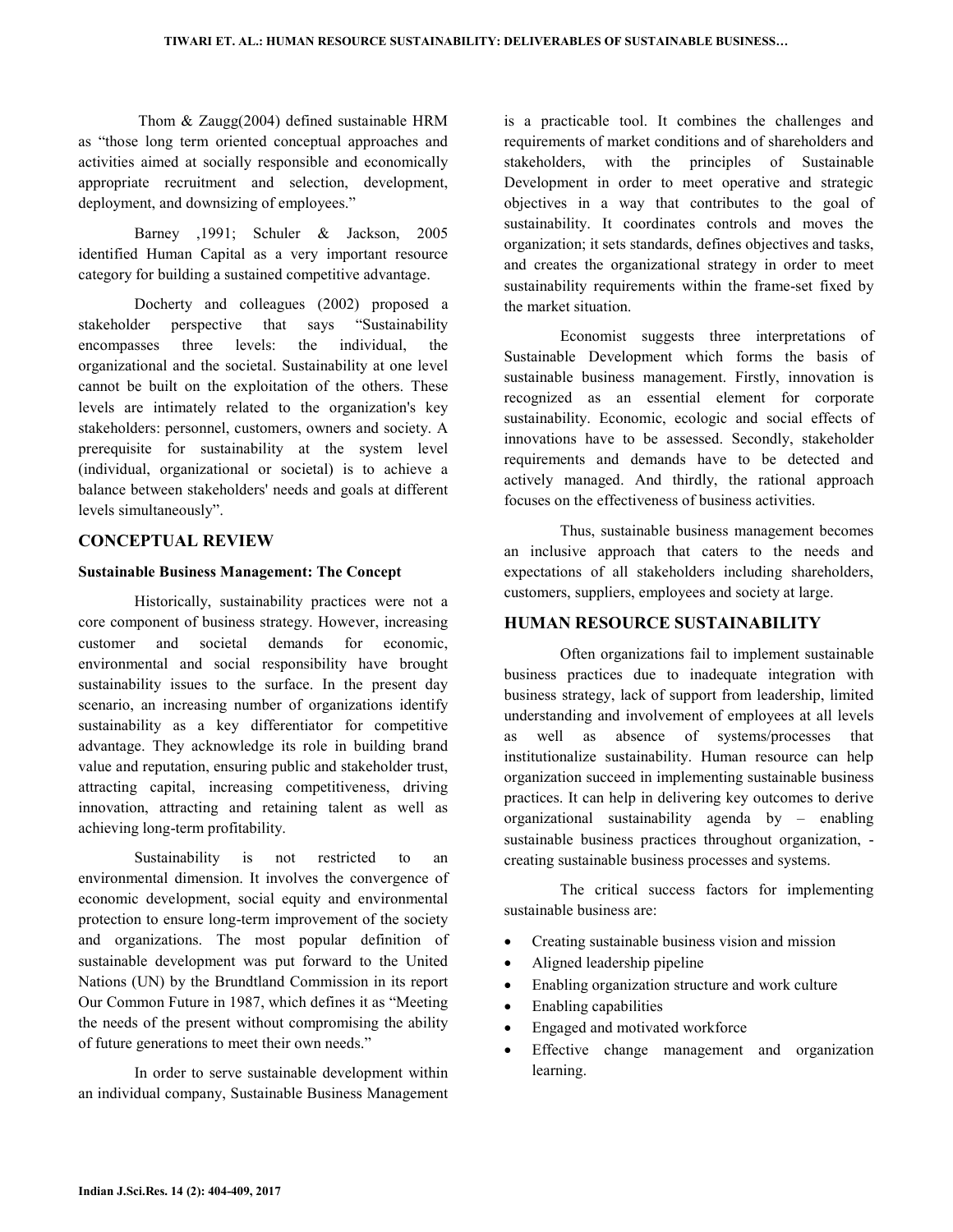Thom & Zaugg(2004) defined sustainable HRM as "those long term oriented conceptual approaches and activities aimed at socially responsible and economically appropriate recruitment and selection, development, deployment, and downsizing of employees."

Barney ,1991; Schuler & Jackson, 2005 identified Human Capital as a very important resource category for building a sustained competitive advantage.

Docherty and colleagues (2002) proposed a stakeholder perspective that says "Sustainability encompasses three levels: the individual, the organizational and the societal. Sustainability at one level cannot be built on the exploitation of the others. These levels are intimately related to the organization's key stakeholders: personnel, customers, owners and society. A prerequisite for sustainability at the system level (individual, organizational or societal) is to achieve a balance between stakeholders' needs and goals at different levels simultaneously".

## CONCEPTUAL REVIEW

### Sustainable Business Management: The Concept

Historically, sustainability practices were not a core component of business strategy. However, increasing customer and societal demands for economic, environmental and social responsibility have brought sustainability issues to the surface. In the present day scenario, an increasing number of organizations identify sustainability as a key differentiator for competitive advantage. They acknowledge its role in building brand value and reputation, ensuring public and stakeholder trust, attracting capital, increasing competitiveness, driving innovation, attracting and retaining talent as well as achieving long-term profitability.

Sustainability is not restricted to an environmental dimension. It involves the convergence of economic development, social equity and environmental protection to ensure long-term improvement of the society and organizations. The most popular definition of sustainable development was put forward to the United Nations (UN) by the Brundtland Commission in its report Our Common Future in 1987, which defines it as "Meeting the needs of the present without compromising the ability of future generations to meet their own needs."

In order to serve sustainable development within an individual company, Sustainable Business Management is a practicable tool. It combines the challenges and requirements of market conditions and of shareholders and stakeholders, with the principles of Sustainable Development in order to meet operative and strategic objectives in a way that contributes to the goal of sustainability. It coordinates controls and moves the organization; it sets standards, defines objectives and tasks, and creates the organizational strategy in order to meet sustainability requirements within the frame-set fixed by the market situation.

Economist suggests three interpretations of Sustainable Development which forms the basis of sustainable business management. Firstly, innovation is recognized as an essential element for corporate sustainability. Economic, ecologic and social effects of innovations have to be assessed. Secondly, stakeholder requirements and demands have to be detected and actively managed. And thirdly, the rational approach focuses on the effectiveness of business activities.

Thus, sustainable business management becomes an inclusive approach that caters to the needs and expectations of all stakeholders including shareholders, customers, suppliers, employees and society at large.

## HUMAN RESOURCE SUSTAINABILITY

Often organizations fail to implement sustainable business practices due to inadequate integration with business strategy, lack of support from leadership, limited understanding and involvement of employees at all levels as well as absence of systems/processes that institutionalize sustainability. Human resource can help organization succeed in implementing sustainable business practices. It can help in delivering key outcomes to derive organizational sustainability agenda by – enabling sustainable business practices throughout organization, - creating sustainable business processes and systems.

The critical success factors for implementing sustainable business are:

- Creating sustainable business vision and mission
- Aligned leadership pipeline
- Enabling organization structure and work culture
- Enabling capabilities
- Engaged and motivated workforce
- Effective change management and organization learning.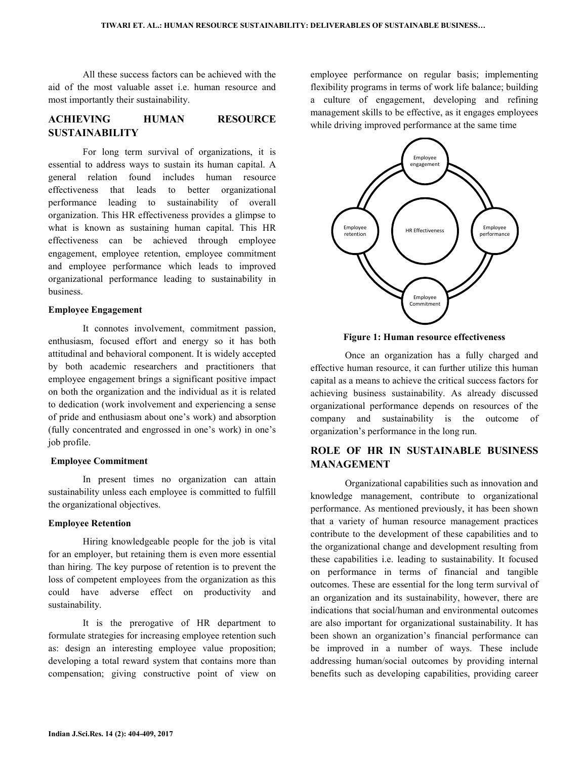All these success factors can be achieved with the aid of the most valuable asset i.e. human resource and most importantly their sustainability.

## ACHIEVING HUMAN RESOURCE SUSTAINABILITY

For long term survival of organizations, it is essential to address ways to sustain its human capital. A general relation found includes human resource effectiveness that leads to better organizational performance leading to sustainability of overall organization. This HR effectiveness provides a glimpse to what is known as sustaining human capital. This HR effectiveness can be achieved through employee engagement, employee retention, employee commitment and employee performance which leads to improved organizational performance leading to sustainability in business.

### Employee Engagement

It connotes involvement, commitment passion, enthusiasm, focused effort and energy so it has both attitudinal and behavioral component. It is widely accepted by both academic researchers and practitioners that employee engagement brings a significant positive impact on both the organization and the individual as it is related to dedication (work involvement and experiencing a sense of pride and enthusiasm about one's work) and absorption (fully concentrated and engrossed in one's work) in one's job profile.

### Employee Commitment

In present times no organization can attain sustainability unless each employee is committed to fulfill the organizational objectives.

### Employee Retention

Hiring knowledgeable people for the job is vital for an employer, but retaining them is even more essential than hiring. The key purpose of retention is to prevent the loss of competent employees from the organization as this could have adverse effect on productivity and sustainability.

It is the prerogative of HR department to formulate strategies for increasing employee retention such as: design an interesting employee value proposition; developing a total reward system that contains more than compensation; giving constructive point of view on employee performance on regular basis; implementing flexibility programs in terms of work life balance; building a culture of engagement, developing and refining management skills to be effective, as it engages employees while driving improved performance at the same time

Employee engagement

Employee retention

HR Effectiveness

Employee performance

Employee Commitment

**Figure 1: Human resource effectiveness**

Once an organization has a fully charged and effective human resource, it can further utilize this human capital as a means to achieve the critical success factors for achieving business sustainability. As already discussed organizational performance depends on resources of the company and sustainability is the outcome of organization's performance in the long run.

## ROLE OF HR IN SUSTAINABLE BUSINESS MANAGEMENT

Organizational capabilities such as innovation and knowledge management, contribute to organizational performance. As mentioned previously, it has been shown that a variety of human resource management practices contribute to the development of these capabilities and to the organizational change and development resulting from these capabilities i.e. leading to sustainability. It focused on performance in terms of financial and tangible outcomes. These are essential for the long term survival of an organization and its sustainability, however, there are indications that social/human and environmental outcomes are also important for organizational sustainability. It has been shown an organization's financial performance can be improved in a number of ways. These include addressing human/social outcomes by providing internal benefits such as developing capabilities, providing career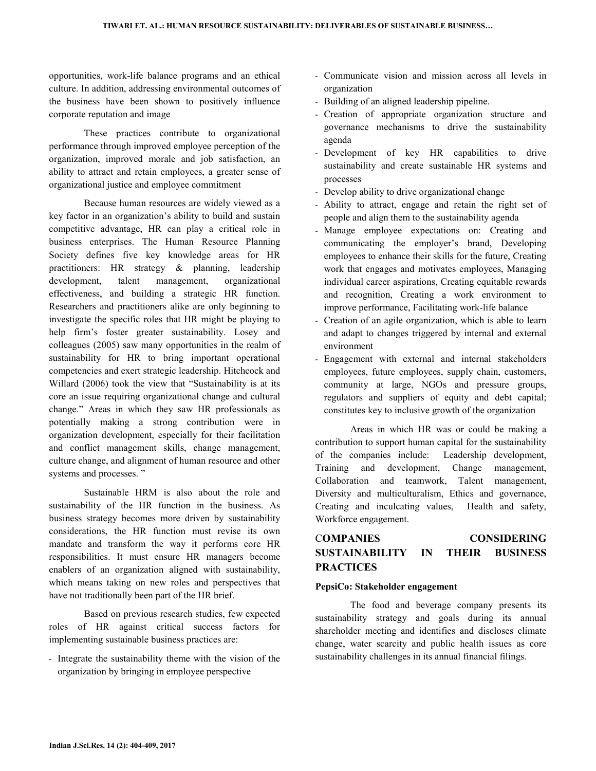opportunities, work-life balance programs and an ethical culture. In addition, addressing environmental outcomes of the business have been shown to positively influence corporate reputation and image

These practices contribute to organizational performance through improved employee perception of the organization, improved morale and job satisfaction, an ability to attract and retain employees, a greater sense of organizational justice and employee commitment

Because human resources are widely viewed as a key factor in an organization's ability to build and sustain competitive advantage, HR can play a critical role in business enterprises. The Human Resource Planning Society defines five key knowledge areas for HR practitioners: HR strategy & planning, leadership development, talent management, organizational effectiveness, and building a strategic HR function. Researchers and practitioners alike are only beginning to investigate the specific roles that HR might be playing to help firm's foster greater sustainability. Losey and colleagues (2005) saw many opportunities in the realm of sustainability for HR to bring important operational competencies and exert strategic leadership. Hitchcock and Willard (2006) took the view that "Sustainability is at its core an issue requiring organizational change and cultural change." Areas in which they saw HR professionals as potentially making a strong contribution were in organization development, especially for their facilitation and conflict management skills, change management, culture change, and alignment of human resource and other systems and processes. "

Sustainable HRM is also about the role and sustainability of the HR function in the business. As business strategy becomes more driven by sustainability considerations, the HR function must revise its own mandate and transform the way it performs core HR responsibilities. It must ensure HR managers become enablers of an organization aligned with sustainability, which means taking on new roles and perspectives that have not traditionally been part of the HR brief.

Based on previous research studies, few expected roles of HR against critical success factors for implementing sustainable business practices are:

- Integrate the sustainability theme with the vision of the organization by bringing in employee perspective
- Communicate vision and mission across all levels in organization
- Building of an aligned leadership pipeline.
- Creation of appropriate organization structure and governance mechanisms to drive the sustainability agenda
- Development of key HR capabilities to drive sustainability and create sustainable HR systems and processes
- Develop ability to drive organizational change
- Ability to attract, engage and retain the right set of people and align them to the sustainability agenda
- Manage employee expectations on: Creating and communicating the employer's brand, Developing employees to enhance their skills for the future, Creating work that engages and motivates employees, Managing individual career aspirations, Creating equitable rewards and recognition, Creating a work environment to improve performance, Facilitating work-life balance
- Creation of an agile organization, which is able to learn and adapt to changes triggered by internal and external environment
- Engagement with external and internal stakeholders employees, future employees, supply chain, customers, community at large, NGOs and pressure groups, regulators and suppliers of equity and debt capital; constitutes key to inclusive growth of the organization

Areas in which HR was or could be making a contribution to support human capital for the sustainability of the companies include: Leadership development, Training and development, Change management, Collaboration and teamwork, Talent management, Diversity and multiculturalism, Ethics and governance, Creating and inculcating values, Health and safety, Workforce engagement.

## COMPANIES CONSIDERING SUSTAINABILITY IN THEIR BUSINESS PRACTICES

**PepsiCo: Stakeholder engagement**

The food and beverage company presents its sustainability strategy and goals during its annual shareholder meeting and identifies and discloses climate change, water scarcity and public health issues as core sustainability challenges in its annual financial filings.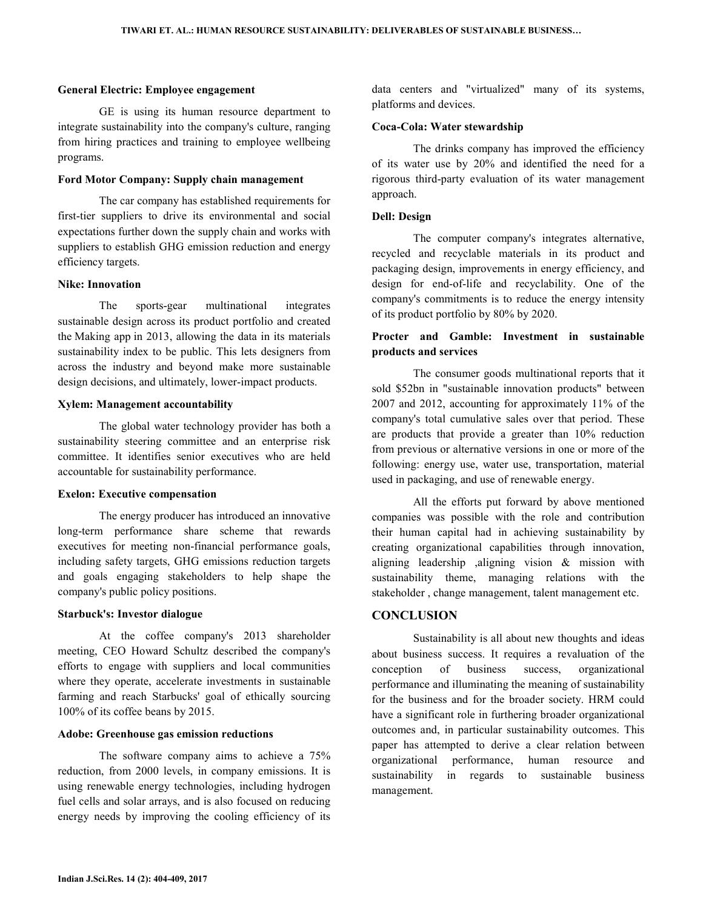**General Electric: Employee engagement**

GE is using its human resource department to integrate sustainability into the company's culture, ranging from hiring practices and training to employee wellbeing programs.

**Ford Motor Company: Supply chain management**

The car company has established requirements for first-tier suppliers to drive its environmental and social expectations further down the supply chain and works with suppliers to establish GHG emission reduction and energy efficiency targets.

**Nike: Innovation**

The sports-gear multinational integrates sustainable design across its product portfolio and created the Making app in 2013, allowing the data in its materials sustainability index to be public. This lets designers from across the industry and beyond make more sustainable design decisions, and ultimately, lower-impact products.

**Xylem: Management accountability**

The global water technology provider has both a sustainability steering committee and an enterprise risk committee. It identifies senior executives who are held accountable for sustainability performance.

**Exelon: Executive compensation**

The energy producer has introduced an innovative long-term performance share scheme that rewards executives for meeting non-financial performance goals, including safety targets, GHG emissions reduction targets and goals engaging stakeholders to help shape the company's public policy positions.

**Starbuck's: Investor dialogue**

At the coffee company's 2013 shareholder meeting, CEO Howard Schultz described the company's efforts to engage with suppliers and local communities where they operate, accelerate investments in sustainable farming and reach Starbucks' goal of ethically sourcing 100% of its coffee beans by 2015.

**Adobe: Greenhouse gas emission reductions**

The software company aims to achieve a 75% reduction, from 2000 levels, in company emissions. It is using renewable energy technologies, including hydrogen fuel cells and solar arrays, and is also focused on reducing energy needs by improving the cooling efficiency of its data centers and "virtualized" many of its systems, platforms and devices.

**Coca-Cola: Water stewardship**

The drinks company has improved the efficiency of its water use by 20% and identified the need for a rigorous third-party evaluation of its water management approach.

**Dell: Design**

The computer company's integrates alternative, recycled and recyclable materials in its product and packaging design, improvements in energy efficiency, and design for end-of-life and recyclability. One of the company's commitments is to reduce the energy intensity of its product portfolio by 80% by 2020.

**Procter and Gamble: Investment in sustainable products and services**

The consumer goods multinational reports that it sold $52bn in "sustainable innovation products" between 2007 and 2012, accounting for approximately 11% of the company's total cumulative sales over that period. These are products that provide a greater than 10% reduction from previous or alternative versions in one or more of the following: energy use, water use, transportation, material used in packaging, and use of renewable energy.

All the efforts put forward by above mentioned companies was possible with the role and contribution their human capital had in achieving sustainability by creating organizational capabilities through innovation, aligning leadership ,aligning vision & mission with sustainability theme, managing relations with the stakeholder , change management, talent management etc.

## CONCLUSION

Sustainability is all about new thoughts and ideas about business success. It requires a revaluation of the conception of business success, organizational performance and illuminating the meaning of sustainability for the business and for the broader society. HRM could have a significant role in furthering broader organizational outcomes and, in particular sustainability outcomes. This paper has attempted to derive a clear relation between organizational performance, human resource and sustainability in regards to sustainable business management.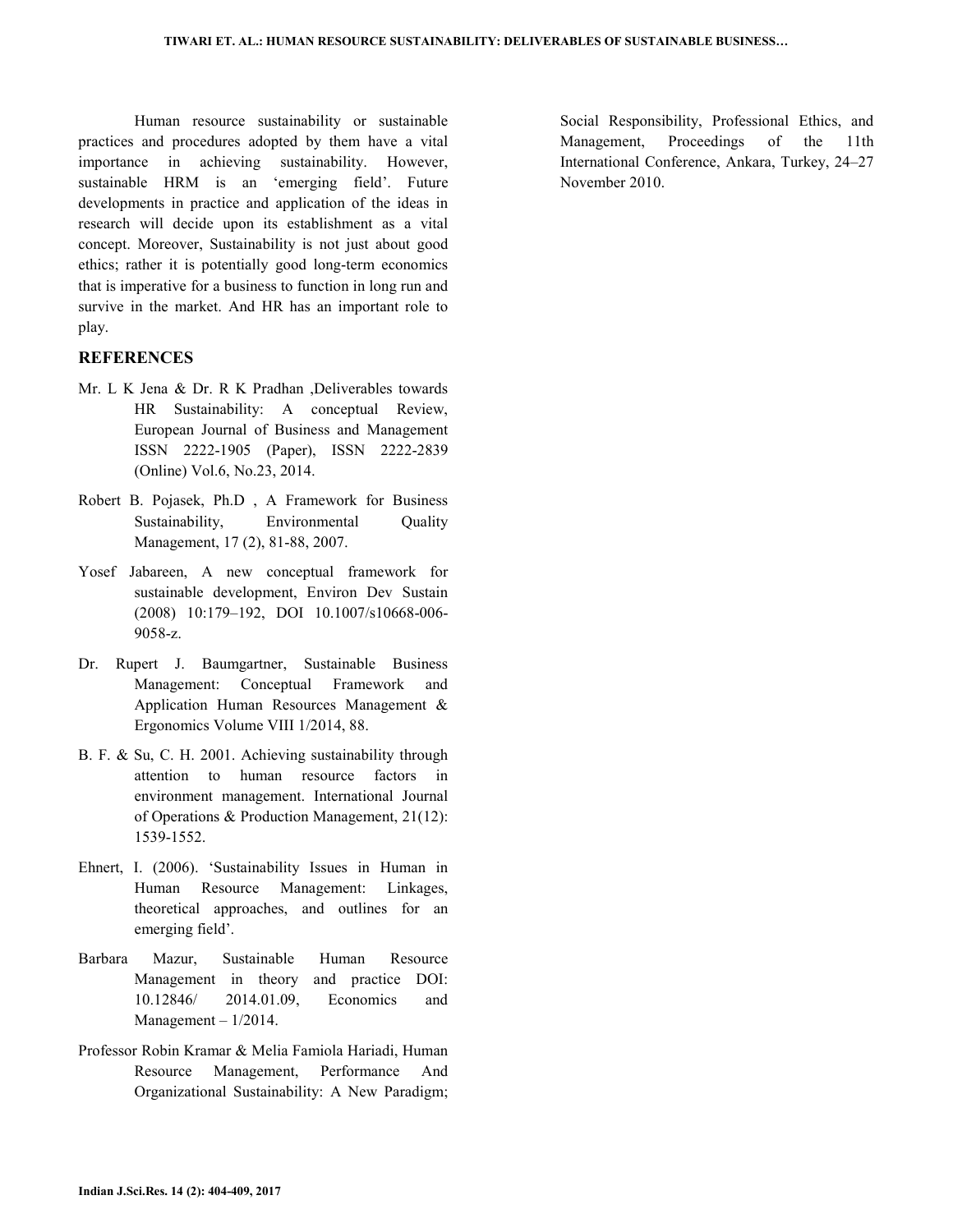Human resource sustainability or sustainable practices and procedures adopted by them have a vital importance in achieving sustainability. However, sustainable HRM is an 'emerging field'. Future developments in practice and application of the ideas in research will decide upon its establishment as a vital concept. Moreover, Sustainability is not just about good ethics; rather it is potentially good long-term economics that is imperative for a business to function in long run and survive in the market. And HR has an important role to play.

## REFERENCES

Mr. L K Jena & Dr. R K Pradhan ,Deliverables towards HR Sustainability: A conceptual Review, European Journal of Business and Management ISSN 2222-1905 (Paper), ISSN 2222-2839 (Online) Vol.6, No.23, 2014.

Robert B. Pojasek, Ph.D , A Framework for Business Sustainability, Environmental Quality Management, 17 (2), 81-88, 2007.

Yosef Jabareen, A new conceptual framework for sustainable development, Environ Dev Sustain (2008) 10:179–192, DOI 10.1007/s10668-006-9058-z.

Dr. Rupert J. Baumgartner, Sustainable Business Management: Conceptual Framework and Application Human Resources Management & Ergonomics Volume VIII 1/2014, 88.

B. F. & Su, C. H. 2001. Achieving sustainability through attention to human resource factors in environment management. International Journal of Operations & Production Management, 21(12): 1539-1552.

Ehnert, I. (2006). 'Sustainability Issues in Human in Human Resource Management: Linkages, theoretical approaches, and outlines for an emerging field'.

Barbara Mazur, Sustainable Human Resource Management in theory and practice DOI: 10.12846/ 2014.01.09, Economics and Management – 1/2014.

Professor Robin Kramar & Melia Famiola Hariadi, Human Resource Management, Performance And Organizational Sustainability: A New Paradigm; Social Responsibility, Professional Ethics, and Management, Proceedings of the 11th International Conference, Ankara, Turkey, 24–27 November 2010.